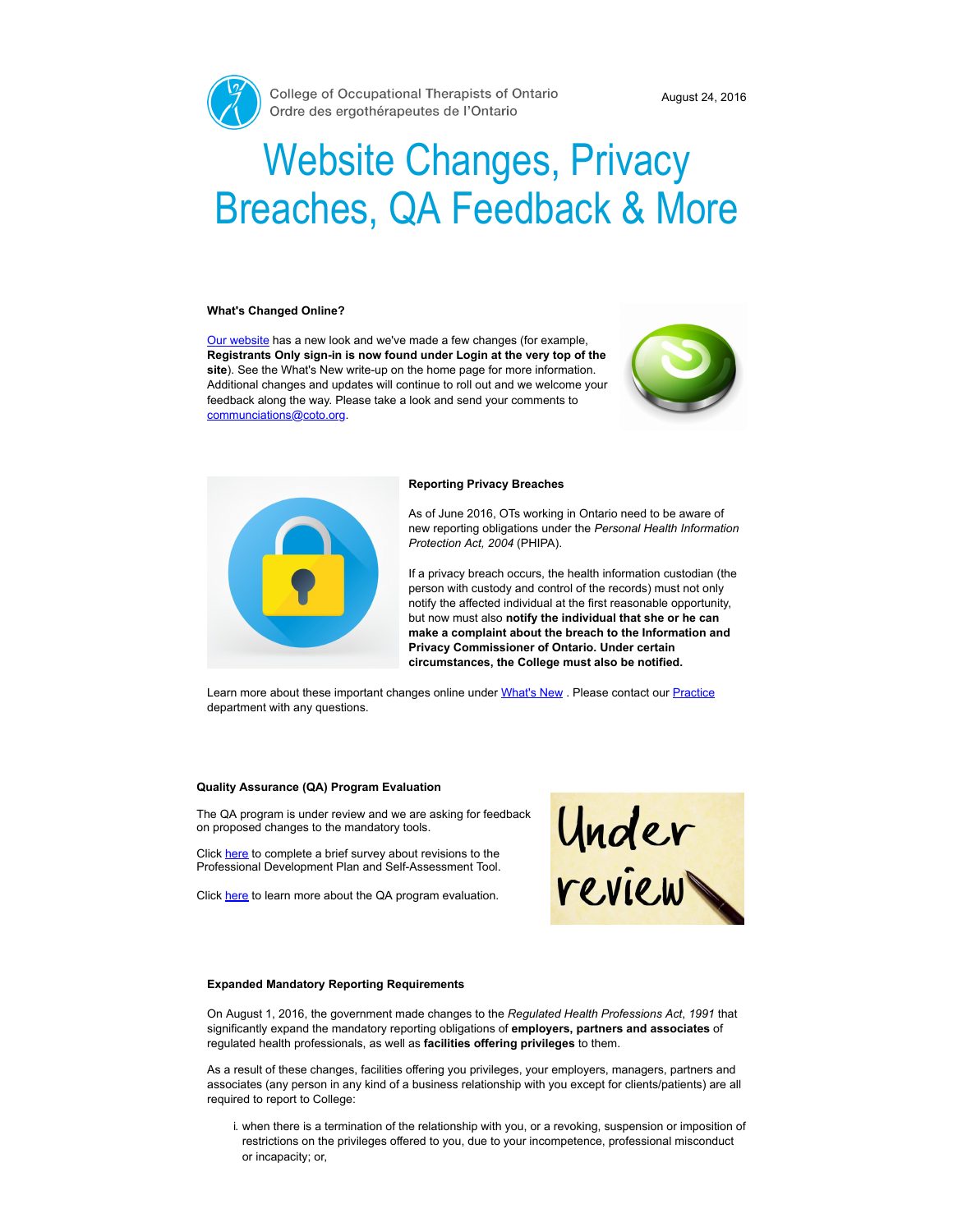College of Occupational Therapists of Ontario
Ordre des ergothérapeutes de l'Ontario

August 24, 2016

# Website Changes, Privacy Breaches, QA Feedback & More

### What's Changed Online?

[Our website](#) has a new look and we've made a few changes (for example, **Registrants Only sign-in is now found under Login at the very top of the site**). See the What's New write-up on the home page for more information. Additional changes and updates will continue to roll out and we welcome your feedback along the way. Please take a look and send your comments to [communciations@coto.org](mailto:communciations@coto.org).

### Reporting Privacy Breaches

As of June 2016, OTs working in Ontario need to be aware of new reporting obligations under the *Personal Health Information Protection Act, 2004* (PHIPA).

If a privacy breach occurs, the health information custodian (the person with custody and control of the records) must not only notify the affected individual at the first reasonable opportunity, but now must also **notify the individual that she or he can make a complaint about the breach to the Information and Privacy Commissioner of Ontario. Under certain circumstances, the College must also be notified.**

Learn more about these important changes online under [What's New](#) . Please contact our [Practice](#) department with any questions.

### Quality Assurance (QA) Program Evaluation

The QA program is under review and we are asking for feedback on proposed changes to the mandatory tools.

Click [here](#) to complete a brief survey about revisions to the Professional Development Plan and Self-Assessment Tool.

Click [here](#) to learn more about the QA program evaluation.

### Expanded Mandatory Reporting Requirements

On August 1, 2016, the government made changes to the *Regulated Health Professions Act*, *1991* that significantly expand the mandatory reporting obligations of **employers, partners and associates** of regulated health professionals, as well as **facilities offering privileges** to them.

As a result of these changes, facilities offering you privileges, your employers, managers, partners and associates (any person in any kind of a business relationship with you except for clients/patients) are all required to report to College:

i. when there is a termination of the relationship with you, or a revoking, suspension or imposition of restrictions on the privileges offered to you, due to your incompetence, professional misconduct or incapacity; or,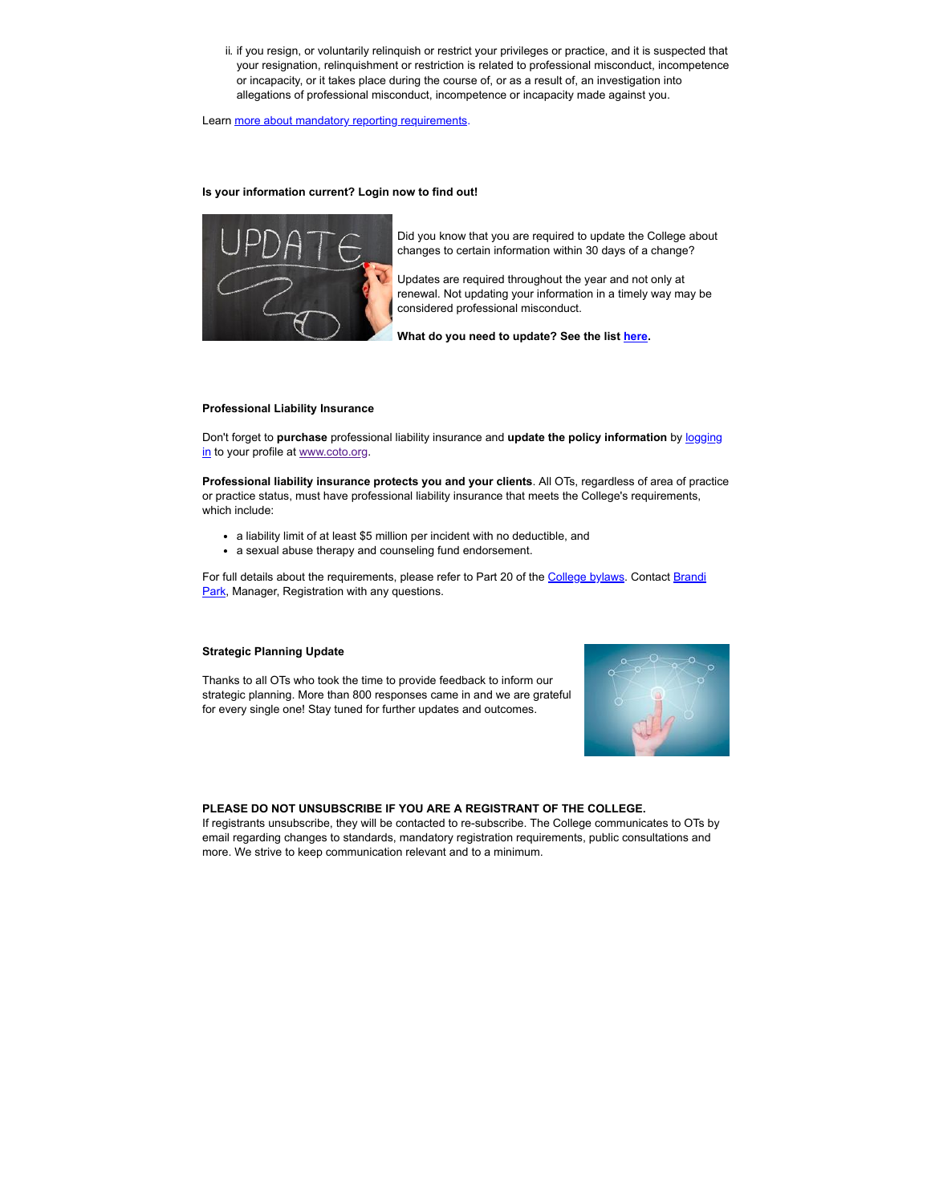ii. if you resign, or voluntarily relinquish or restrict your privileges or practice, and it is suspected that your resignation, relinquishment or restriction is related to professional misconduct, incompetence or incapacity, or it takes place during the course of, or as a result of, an investigation into allegations of professional misconduct, incompetence or incapacity made against you.

Learn more about mandatory reporting requirements.

**Is your information current? Login now to find out!**

Did you know that you are required to update the College about changes to certain information within 30 days of a change?

Updates are required throughout the year and not only at renewal. Not updating your information in a timely way may be considered professional misconduct.

**What do you need to update? See the list here.**

**Professional Liability Insurance**

Don't forget to **purchase** professional liability insurance and **update the policy information** by logging in to your profile at www.coto.org.

**Professional liability insurance protects you and your clients**. All OTs, regardless of area of practice or practice status, must have professional liability insurance that meets the College's requirements, which include:

- a liability limit of at least $5 million per incident with no deductible, and
- a sexual abuse therapy and counseling fund endorsement.

For full details about the requirements, please refer to Part 20 of the College bylaws. Contact Brandi Park, Manager, Registration with any questions.

**Strategic Planning Update**

Thanks to all OTs who took the time to provide feedback to inform our strategic planning. More than 800 responses came in and we are grateful for every single one! Stay tuned for further updates and outcomes.

**PLEASE DO NOT UNSUBSCRIBE IF YOU ARE A REGISTRANT OF THE COLLEGE.**
If registrants unsubscribe, they will be contacted to re-subscribe. The College communicates to OTs by email regarding changes to standards, mandatory registration requirements, public consultations and more. We strive to keep communication relevant and to a minimum.